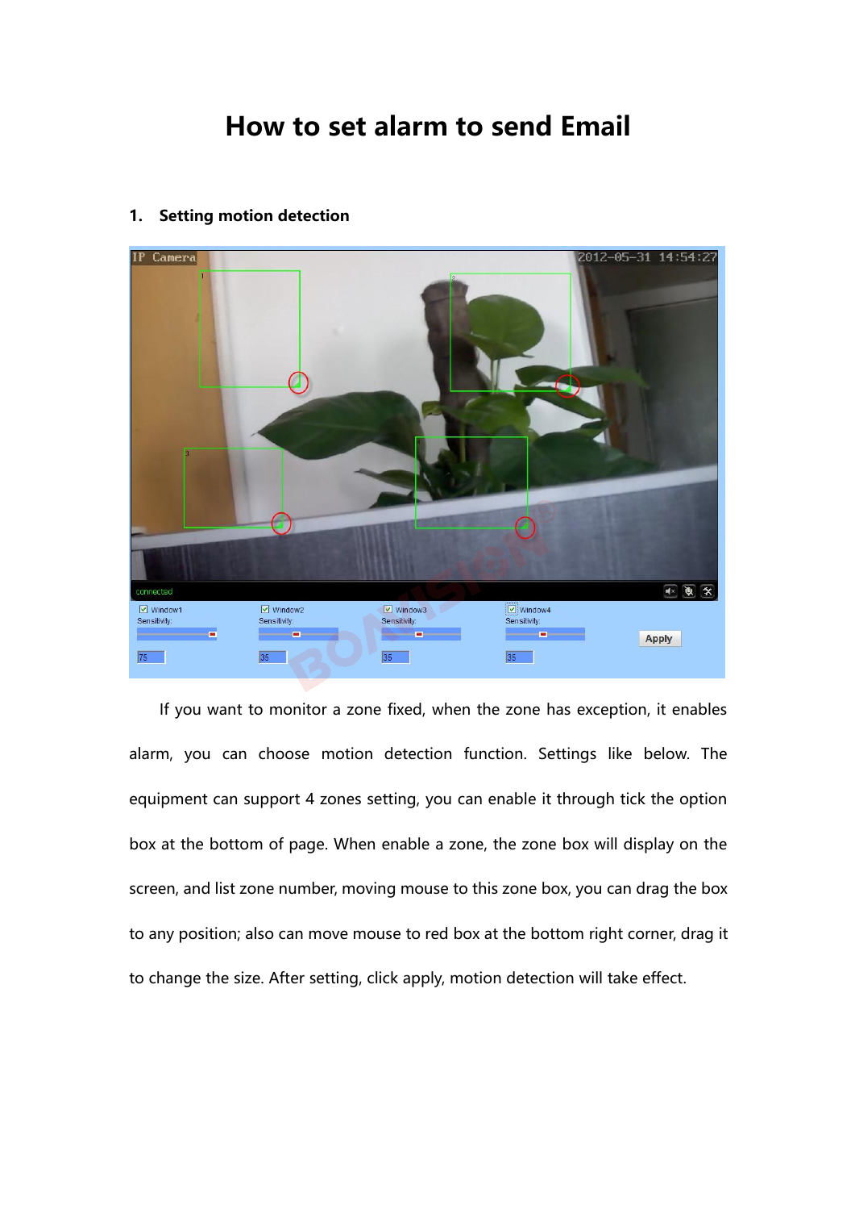# How to set alarm to send Email

## 1. Setting motion detection

If you want to monitor a zone fixed, when the zone has exception, it enables alarm, you can choose motion detection function. Settings like below. The equipment can support 4 zones setting, you can enable it through tick the option box at the bottom of page. When enable a zone, the zone box will display on the screen, and list zone number, moving mouse to this zone box, you can drag the box to any position; also can move mouse to red box at the bottom right corner, drag it to change the size. After setting, click apply, motion detection will take effect.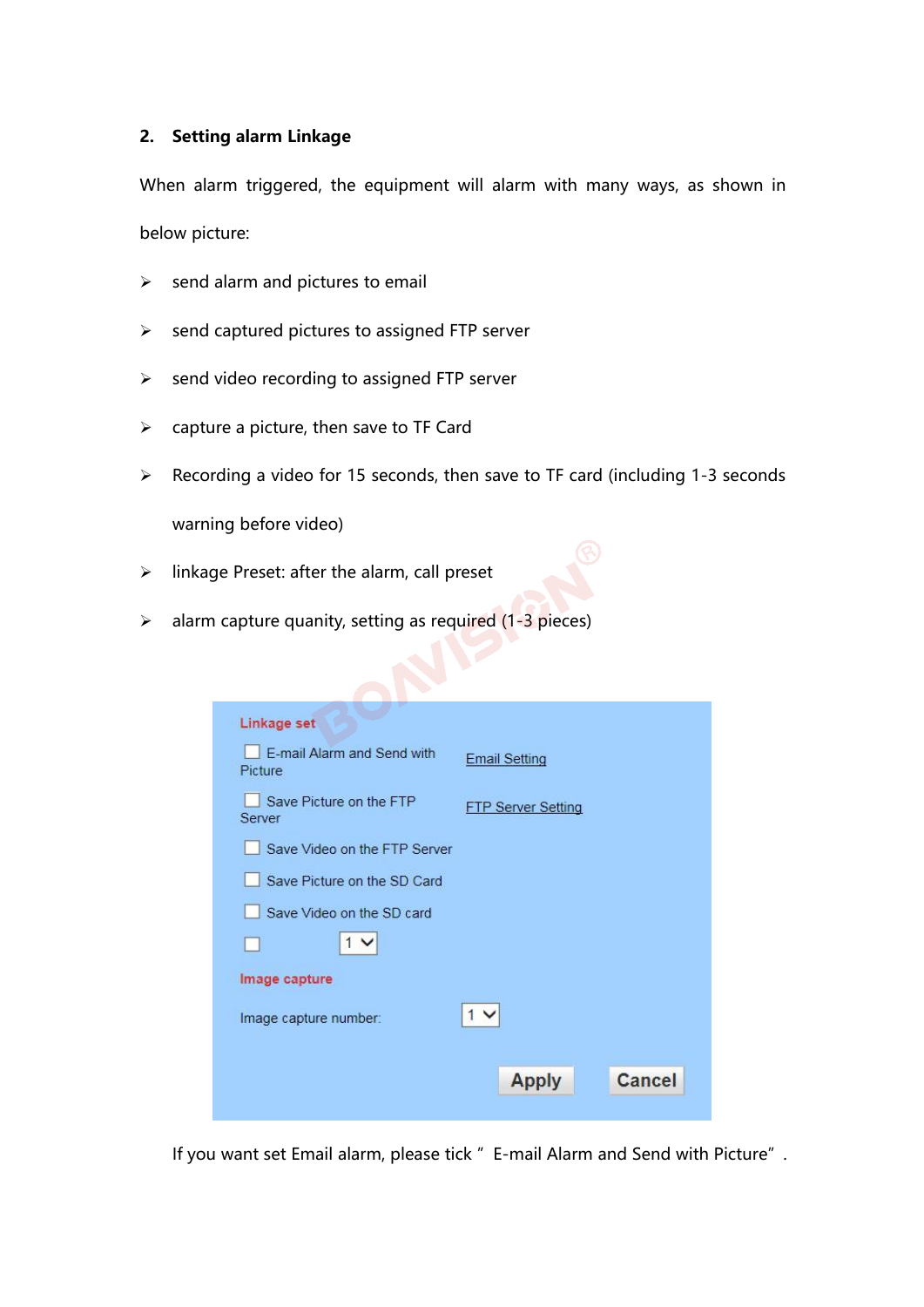## 2. Setting alarm Linkage

When alarm triggered, the equipment will alarm with many ways, as shown in below picture:

- send alarm and pictures to email
- send captured pictures to assigned FTP server
- send video recording to assigned FTP server
- capture a picture, then save to TF Card
- Recording a video for 15 seconds, then save to TF card (including 1-3 seconds warning before video)
- linkage Preset: after the alarm, call preset
- alarm capture quanity, setting as required (1-3 pieces)

**Linkage set**

- [ ] E-mail Alarm and Send with Picture — Email Setting
- [ ] Save Picture on the FTP Server — FTP Server Setting
- [ ] Save Video on the FTP Server
- [ ] Save Picture on the SD Card
- [ ] Save Video on the SD card
- [ ] 1

**Image capture**

Image capture number: 1

Apply | Cancel

If you want set Email alarm, please tick " E-mail Alarm and Send with Picture" .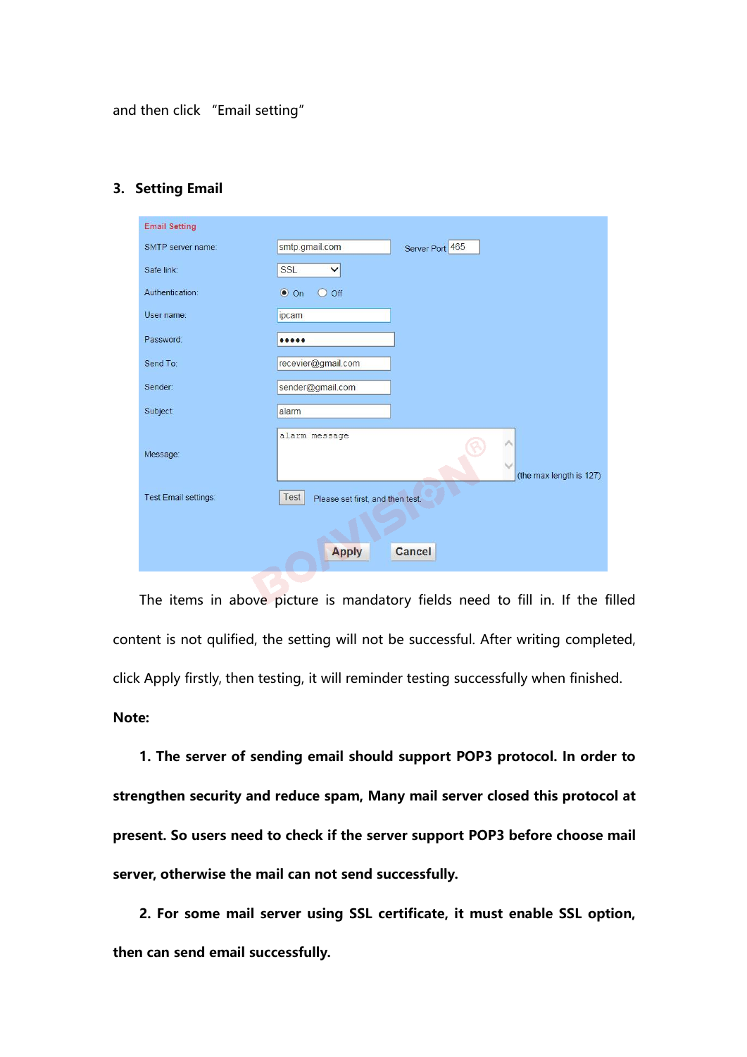and then click "Email setting"

### 3. Setting Email

| Email Setting | | |
|---|---|---|
| SMTP server name: | smtp.gmail.com | Server Port 465 |
| Safe link: | SSL | |
| Authentication: | ◉ On ○ Off | |
| User name: | ipcam | |
| Password: | ••••• | |
| Send To: | recevier@gmail.com | |
| Sender: | sender@gmail.com | |
| Subject: | alarm | |
| Message: | alarm message | (the max length is 127) |
| Test Email settings: | Test Please set first, and then test. | |
| | Apply Cancel | |

The items in above picture is mandatory fields need to fill in. If the filled content is not qulified, the setting will not be successful. After writing completed, click Apply firstly, then testing, it will reminder testing successfully when finished.

**Note:**

**1. The server of sending email should support POP3 protocol. In order to strengthen security and reduce spam, Many mail server closed this protocol at present. So users need to check if the server support POP3 before choose mail server, otherwise the mail can not send successfully.**

**2. For some mail server using SSL certificate, it must enable SSL option, then can send email successfully.**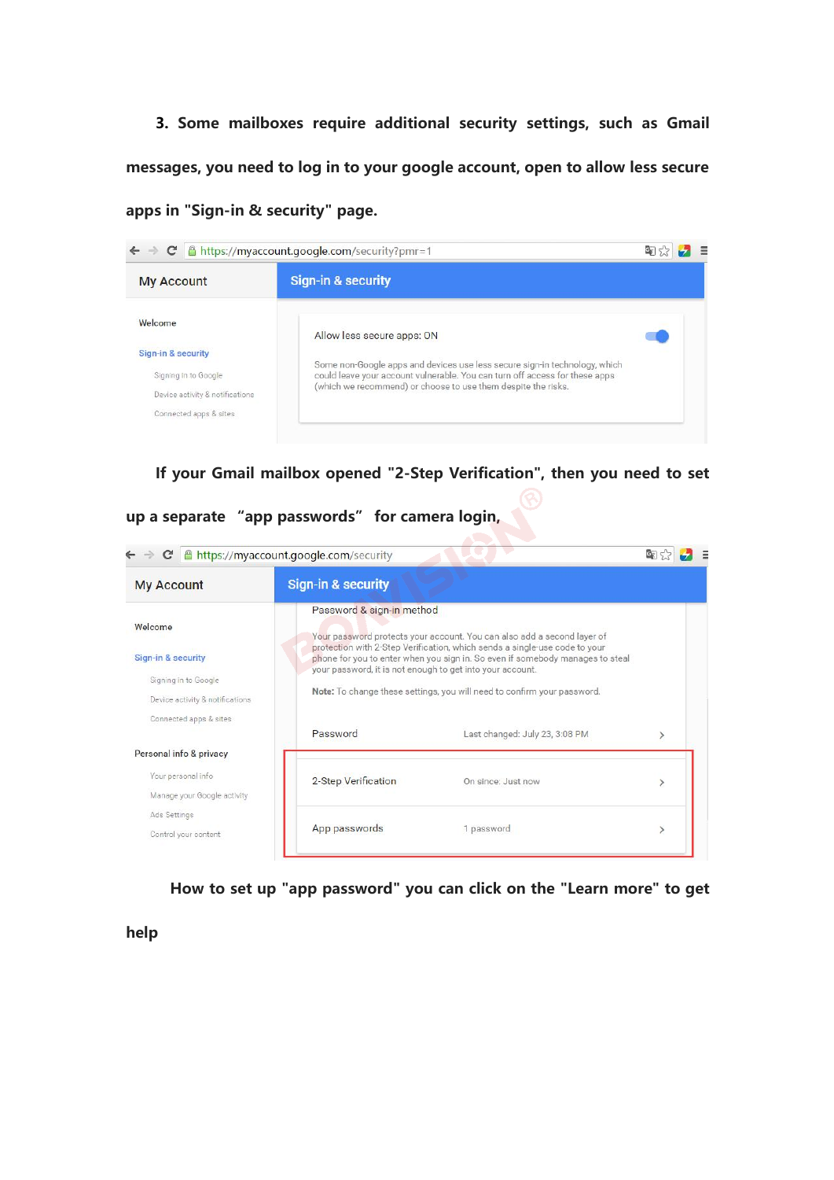3. Some mailboxes require additional security settings, such as Gmail messages, you need to log in to your google account, open to allow less secure apps in "Sign-in & security" page.

If your Gmail mailbox opened "2-Step Verification", then you need to set up a separate "app passwords" for camera login,

How to set up "app password" you can click on the "Learn more" to get help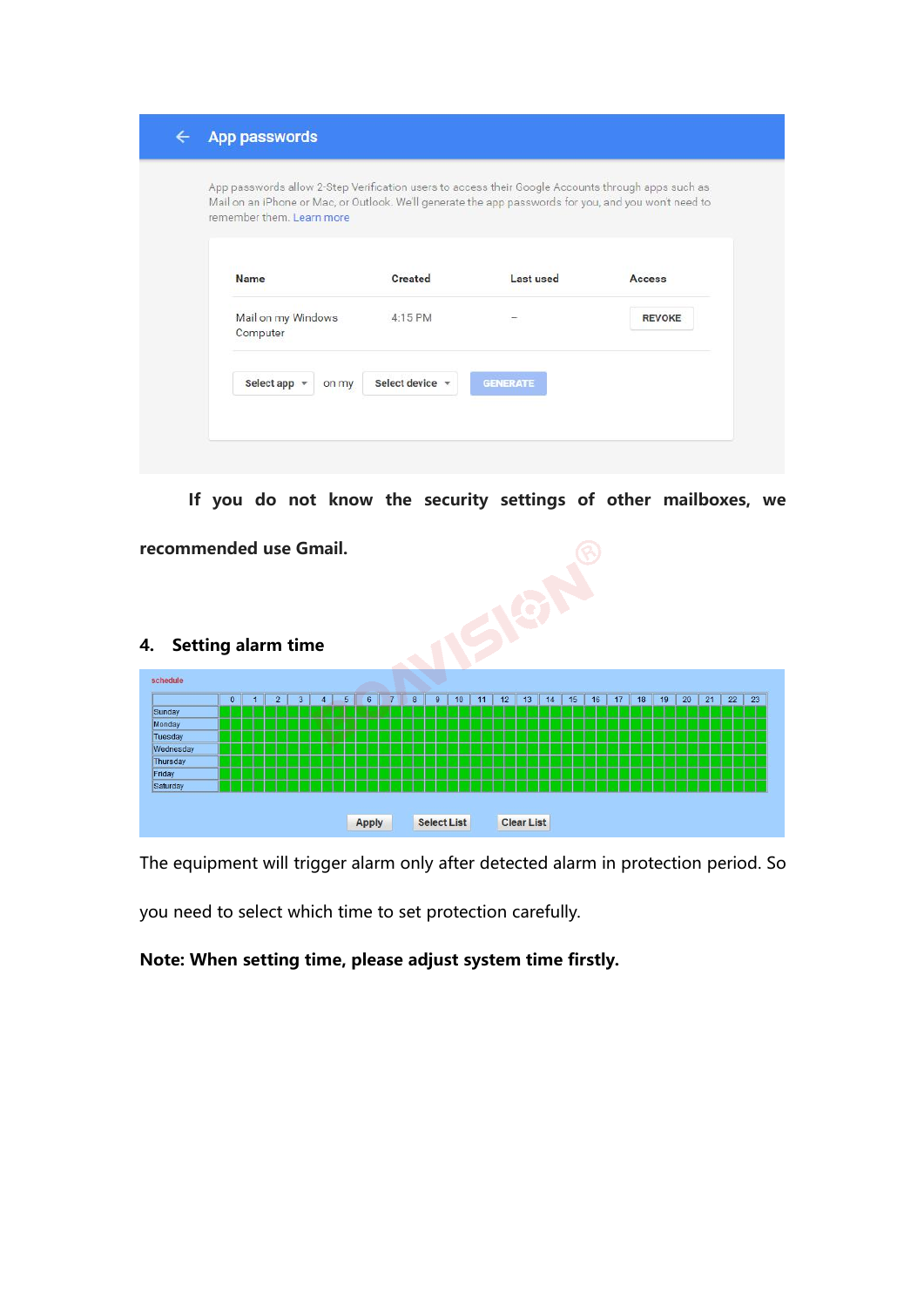## App passwords

App passwords allow 2-Step Verification users to access their Google Accounts through apps such as Mail on an iPhone or Mac, or Outlook. We'll generate the app passwords for you, and you won't need to remember them. Learn more

| Name | Created | Last used | Access |
|---|---|---|---|
| Mail on my Windows Computer | 4:15 PM | – | REVOKE |

Select app on my Select device GENERATE

If you do not know the security settings of other mailboxes, we recommended use Gmail.

## 4. Setting alarm time

schedule

| | 0 | 1 | 2 | 3 | 4 | 5 | 6 | 7 | 8 | 9 | 10 | 11 | 12 | 13 | 14 | 15 | 16 | 17 | 18 | 19 | 20 | 21 | 22 | 23 |
|---|---|---|---|---|---|---|---|---|---|---|---|---|---|---|---|---|---|---|---|---|---|---|---|---|
| Sunday | | | | | | | | | | | | | | | | | | | | | | | | |
| Monday | | | | | | | | | | | | | | | | | | | | | | | | |
| Tuesday | | | | | | | | | | | | | | | | | | | | | | | | |
| Wednesday | | | | | | | | | | | | | | | | | | | | | | | | |
| Thursday | | | | | | | | | | | | | | | | | | | | | | | | |
| Friday | | | | | | | | | | | | | | | | | | | | | | | | |
| Saturday | | | | | | | | | | | | | | | | | | | | | | | | |

Apply Select List Clear List

The equipment will trigger alarm only after detected alarm in protection period. So you need to select which time to set protection carefully.

**Note: When setting time, please adjust system time firstly.**